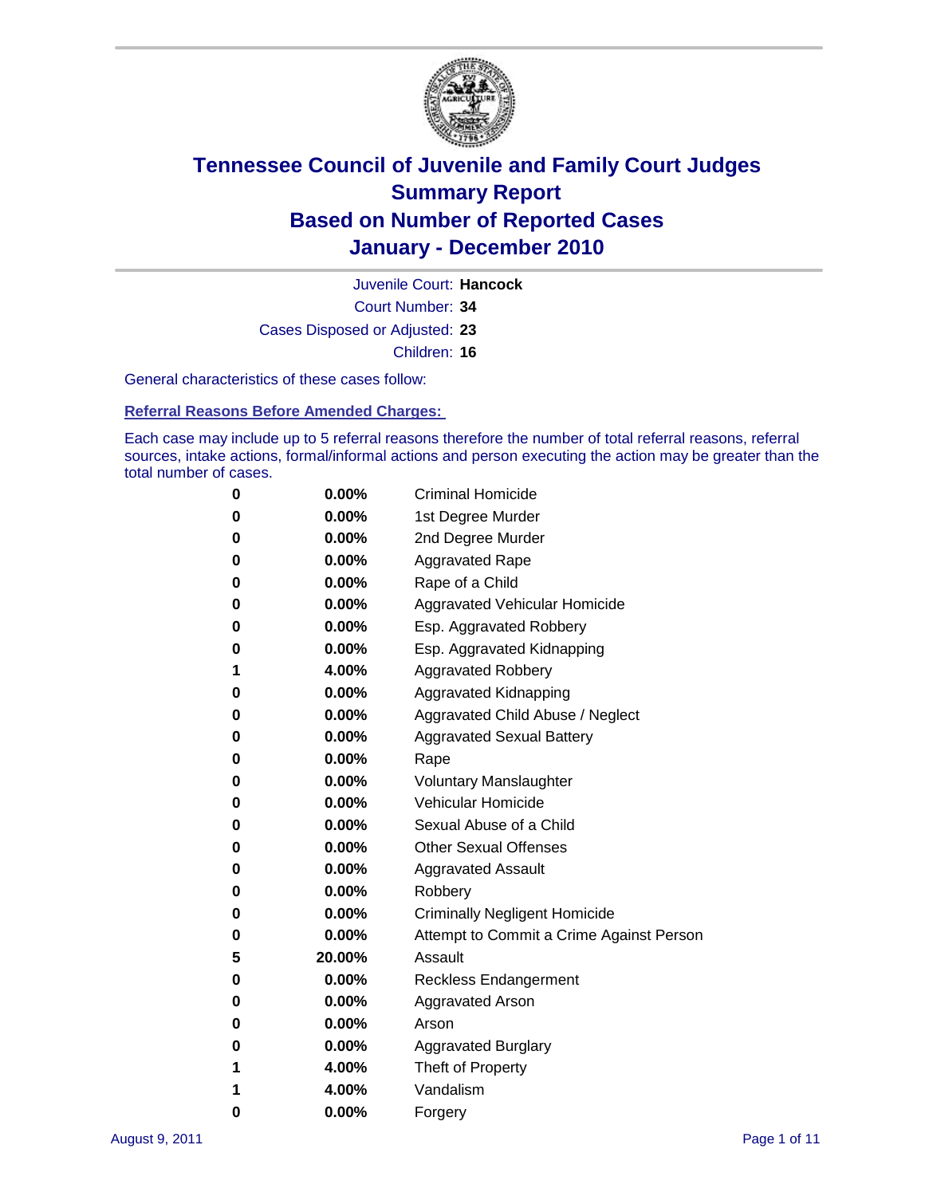# Tennessee Council of Juvenile and Family Court Judges
## Summary Report
## Based on Number of Reported Cases
## January - December 2010

Juvenile Court: **Hancock**

Court Number: **34**

Cases Disposed or Adjusted: **23**

Children: **16**

General characteristics of these cases follow:

### Referral Reasons Before Amended Charges:

Each case may include up to 5 referral reasons therefore the number of total referral reasons, referral sources, intake actions, formal/informal actions and person executing the action may be greater than the total number of cases.

| | | |
|---|---|---|
| 0 | 0.00% | Criminal Homicide |
| 0 | 0.00% | 1st Degree Murder |
| 0 | 0.00% | 2nd Degree Murder |
| 0 | 0.00% | Aggravated Rape |
| 0 | 0.00% | Rape of a Child |
| 0 | 0.00% | Aggravated Vehicular Homicide |
| 0 | 0.00% | Esp. Aggravated Robbery |
| 0 | 0.00% | Esp. Aggravated Kidnapping |
| 1 | 4.00% | Aggravated Robbery |
| 0 | 0.00% | Aggravated Kidnapping |
| 0 | 0.00% | Aggravated Child Abuse / Neglect |
| 0 | 0.00% | Aggravated Sexual Battery |
| 0 | 0.00% | Rape |
| 0 | 0.00% | Voluntary Manslaughter |
| 0 | 0.00% | Vehicular Homicide |
| 0 | 0.00% | Sexual Abuse of a Child |
| 0 | 0.00% | Other Sexual Offenses |
| 0 | 0.00% | Aggravated Assault |
| 0 | 0.00% | Robbery |
| 0 | 0.00% | Criminally Negligent Homicide |
| 0 | 0.00% | Attempt to Commit a Crime Against Person |
| 5 | 20.00% | Assault |
| 0 | 0.00% | Reckless Endangerment |
| 0 | 0.00% | Aggravated Arson |
| 0 | 0.00% | Arson |
| 0 | 0.00% | Aggravated Burglary |
| 1 | 4.00% | Theft of Property |
| 1 | 4.00% | Vandalism |
| 0 | 0.00% | Forgery |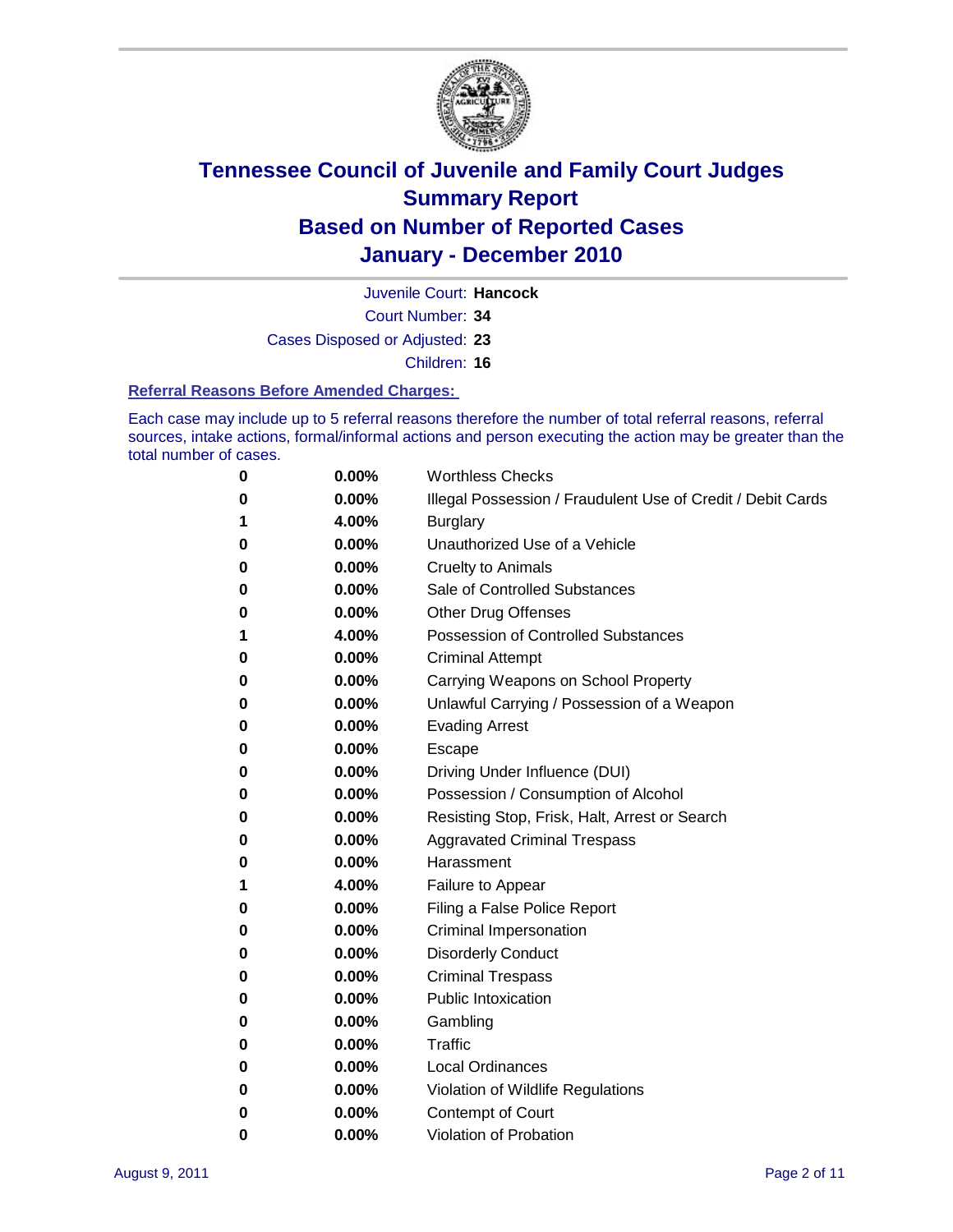# Tennessee Council of Juvenile and Family Court Judges
## Summary Report
## Based on Number of Reported Cases
## January - December 2010

Juvenile Court: **Hancock**

Court Number: **34**

Cases Disposed or Adjusted: **23**

Children: **16**

### Referral Reasons Before Amended Charges:

Each case may include up to 5 referral reasons therefore the number of total referral reasons, referral sources, intake actions, formal/informal actions and person executing the action may be greater than the total number of cases.

| | | |
|---|---|---|
| 0 | 0.00% | Worthless Checks |
| 0 | 0.00% | Illegal Possession / Fraudulent Use of Credit / Debit Cards |
| 1 | 4.00% | Burglary |
| 0 | 0.00% | Unauthorized Use of a Vehicle |
| 0 | 0.00% | Cruelty to Animals |
| 0 | 0.00% | Sale of Controlled Substances |
| 0 | 0.00% | Other Drug Offenses |
| 1 | 4.00% | Possession of Controlled Substances |
| 0 | 0.00% | Criminal Attempt |
| 0 | 0.00% | Carrying Weapons on School Property |
| 0 | 0.00% | Unlawful Carrying / Possession of a Weapon |
| 0 | 0.00% | Evading Arrest |
| 0 | 0.00% | Escape |
| 0 | 0.00% | Driving Under Influence (DUI) |
| 0 | 0.00% | Possession / Consumption of Alcohol |
| 0 | 0.00% | Resisting Stop, Frisk, Halt, Arrest or Search |
| 0 | 0.00% | Aggravated Criminal Trespass |
| 0 | 0.00% | Harassment |
| 1 | 4.00% | Failure to Appear |
| 0 | 0.00% | Filing a False Police Report |
| 0 | 0.00% | Criminal Impersonation |
| 0 | 0.00% | Disorderly Conduct |
| 0 | 0.00% | Criminal Trespass |
| 0 | 0.00% | Public Intoxication |
| 0 | 0.00% | Gambling |
| 0 | 0.00% | Traffic |
| 0 | 0.00% | Local Ordinances |
| 0 | 0.00% | Violation of Wildlife Regulations |
| 0 | 0.00% | Contempt of Court |
| 0 | 0.00% | Violation of Probation |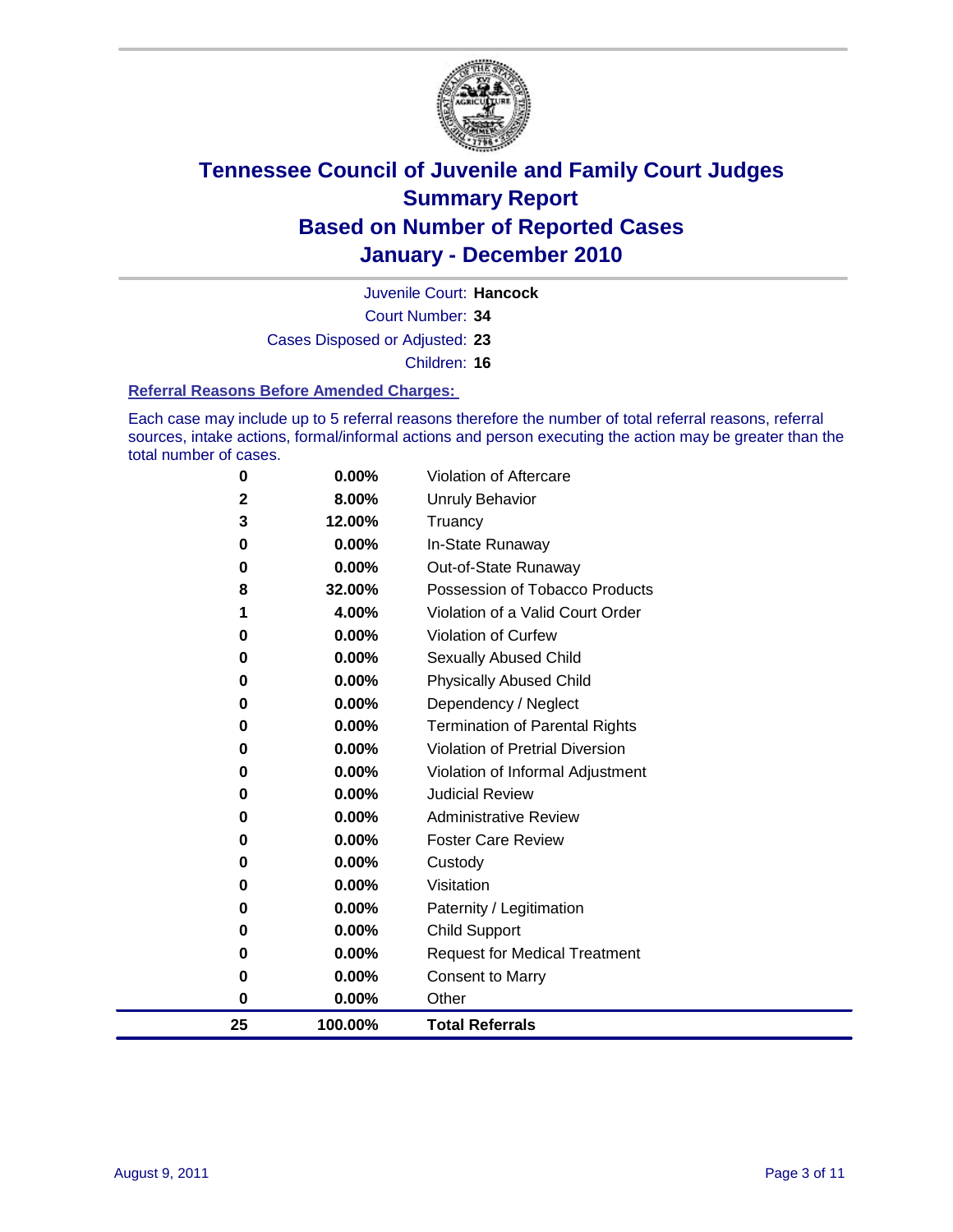# Tennessee Council of Juvenile and Family Court Judges
## Summary Report
## Based on Number of Reported Cases
## January - December 2010

Juvenile Court: **Hancock**

Court Number: **34**

Cases Disposed or Adjusted: **23**

Children: **16**

### Referral Reasons Before Amended Charges:

Each case may include up to 5 referral reasons therefore the number of total referral reasons, referral sources, intake actions, formal/informal actions and person executing the action may be greater than the total number of cases.

| Count | Percent | Referral Reason |
|---|---|---|
| 0 | 0.00% | Violation of Aftercare |
| 2 | 8.00% | Unruly Behavior |
| 3 | 12.00% | Truancy |
| 0 | 0.00% | In-State Runaway |
| 0 | 0.00% | Out-of-State Runaway |
| 8 | 32.00% | Possession of Tobacco Products |
| 1 | 4.00% | Violation of a Valid Court Order |
| 0 | 0.00% | Violation of Curfew |
| 0 | 0.00% | Sexually Abused Child |
| 0 | 0.00% | Physically Abused Child |
| 0 | 0.00% | Dependency / Neglect |
| 0 | 0.00% | Termination of Parental Rights |
| 0 | 0.00% | Violation of Pretrial Diversion |
| 0 | 0.00% | Violation of Informal Adjustment |
| 0 | 0.00% | Judicial Review |
| 0 | 0.00% | Administrative Review |
| 0 | 0.00% | Foster Care Review |
| 0 | 0.00% | Custody |
| 0 | 0.00% | Visitation |
| 0 | 0.00% | Paternity / Legitimation |
| 0 | 0.00% | Child Support |
| 0 | 0.00% | Request for Medical Treatment |
| 0 | 0.00% | Consent to Marry |
| 0 | 0.00% | Other |
| **25** | **100.00%** | **Total Referrals** |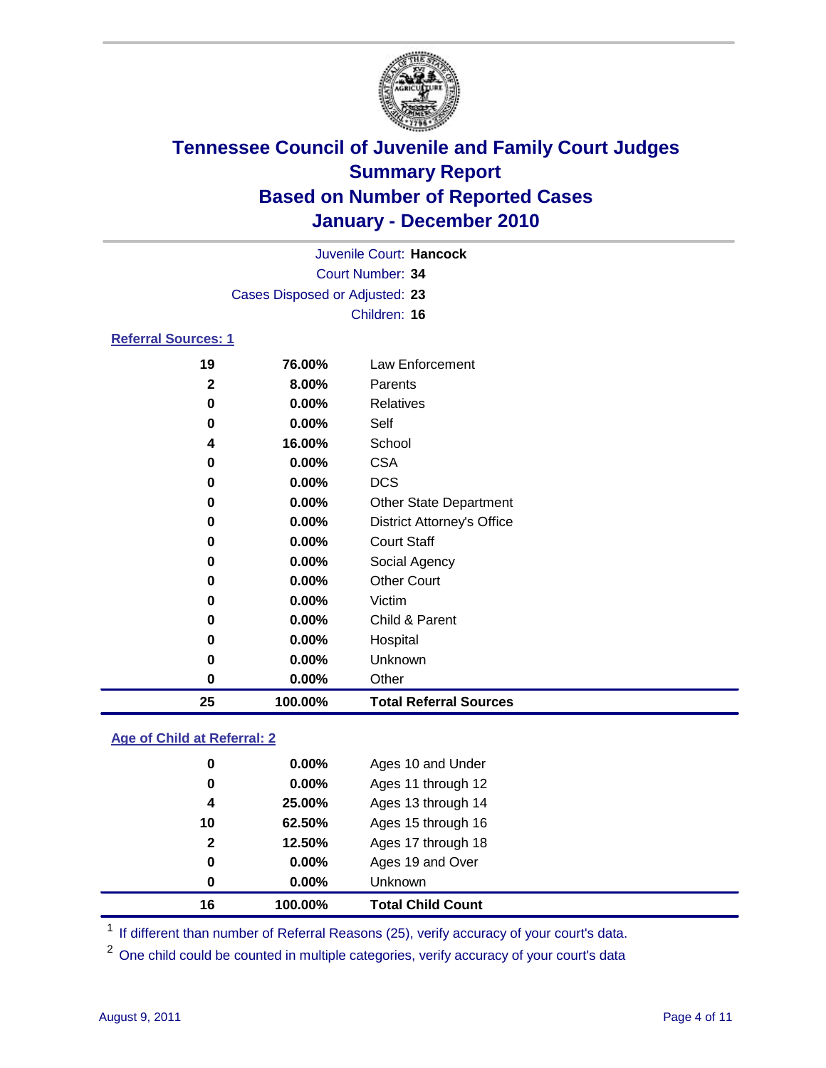# Tennessee Council of Juvenile and Family Court Judges
## Summary Report
## Based on Number of Reported Cases
## January - December 2010

Juvenile Court: **Hancock**
Court Number: **34**
Cases Disposed or Adjusted: **23**
Children: **16**

### Referral Sources: 1

| Count | Percent | Source |
|---|---|---|
| 19 | 76.00% | Law Enforcement |
| 2 | 8.00% | Parents |
| 0 | 0.00% | Relatives |
| 0 | 0.00% | Self |
| 4 | 16.00% | School |
| 0 | 0.00% | CSA |
| 0 | 0.00% | DCS |
| 0 | 0.00% | Other State Department |
| 0 | 0.00% | District Attorney's Office |
| 0 | 0.00% | Court Staff |
| 0 | 0.00% | Social Agency |
| 0 | 0.00% | Other Court |
| 0 | 0.00% | Victim |
| 0 | 0.00% | Child & Parent |
| 0 | 0.00% | Hospital |
| 0 | 0.00% | Unknown |
| 0 | 0.00% | Other |
| **25** | **100.00%** | **Total Referral Sources** |

### Age of Child at Referral: 2

| Count | Percent | Age |
|---|---|---|
| 0 | 0.00% | Ages 10 and Under |
| 0 | 0.00% | Ages 11 through 12 |
| 4 | 25.00% | Ages 13 through 14 |
| 10 | 62.50% | Ages 15 through 16 |
| 2 | 12.50% | Ages 17 through 18 |
| 0 | 0.00% | Ages 19 and Over |
| 0 | 0.00% | Unknown |
| **16** | **100.00%** | **Total Child Count** |

[1] If different than number of Referral Reasons (25), verify accuracy of your court's data.

[2] One child could be counted in multiple categories, verify accuracy of your court's data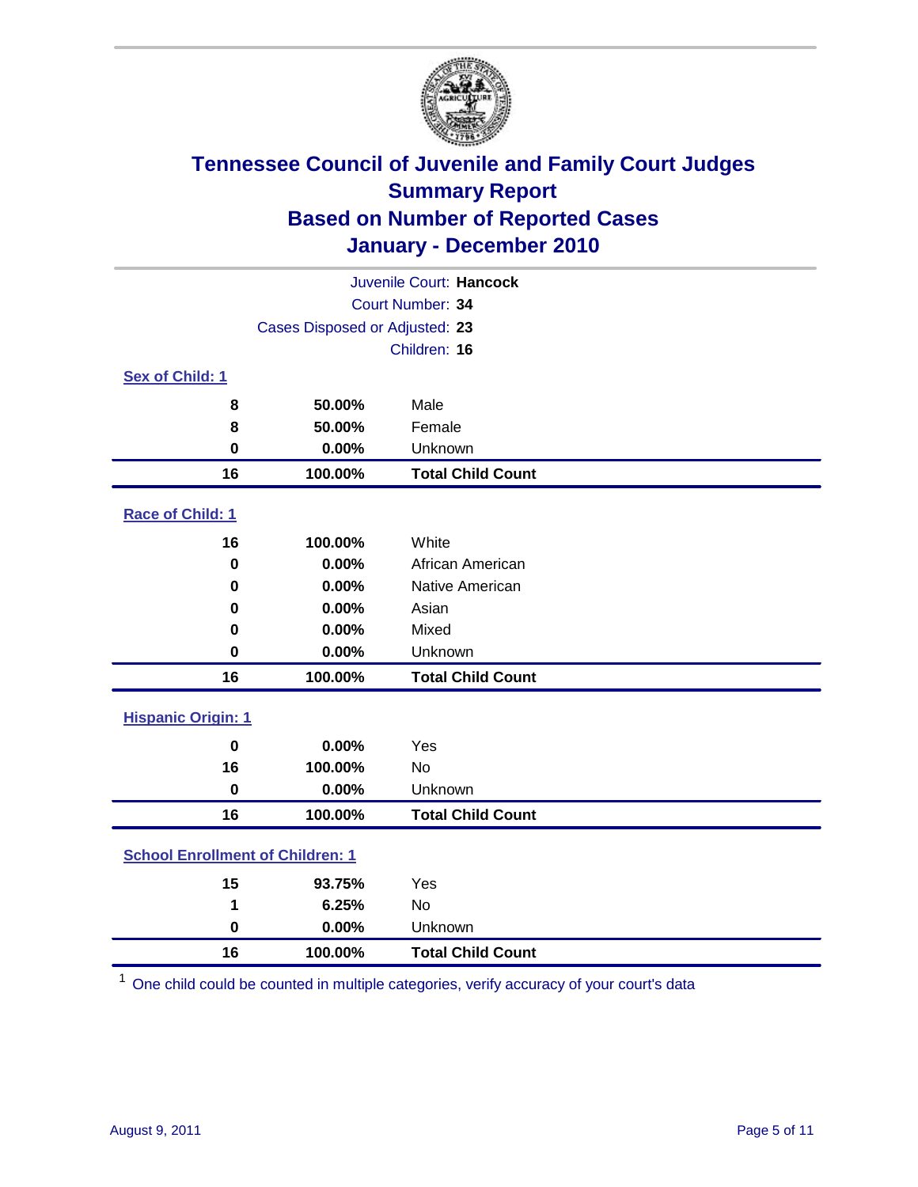# Tennessee Council of Juvenile and Family Court Judges
## Summary Report
## Based on Number of Reported Cases
## January - December 2010

Juvenile Court: **Hancock**
Court Number: **34**
Cases Disposed or Adjusted: **23**
Children: **16**

### Sex of Child: [1]

| Count | Percent | Category |
|---|---|---|
| 8 | 50.00% | Male |
| 8 | 50.00% | Female |
| 0 | 0.00% | Unknown |
| **16** | **100.00%** | **Total Child Count** |

### Race of Child: [1]

| Count | Percent | Category |
|---|---|---|
| 16 | 100.00% | White |
| 0 | 0.00% | African American |
| 0 | 0.00% | Native American |
| 0 | 0.00% | Asian |
| 0 | 0.00% | Mixed |
| 0 | 0.00% | Unknown |
| **16** | **100.00%** | **Total Child Count** |

### Hispanic Origin: [1]

| Count | Percent | Category |
|---|---|---|
| 0 | 0.00% | Yes |
| 16 | 100.00% | No |
| 0 | 0.00% | Unknown |
| **16** | **100.00%** | **Total Child Count** |

### School Enrollment of Children: [1]

| Count | Percent | Category |
|---|---|---|
| 15 | 93.75% | Yes |
| 1 | 6.25% | No |
| 0 | 0.00% | Unknown |
| **16** | **100.00%** | **Total Child Count** |

[1] One child could be counted in multiple categories, verify accuracy of your court's data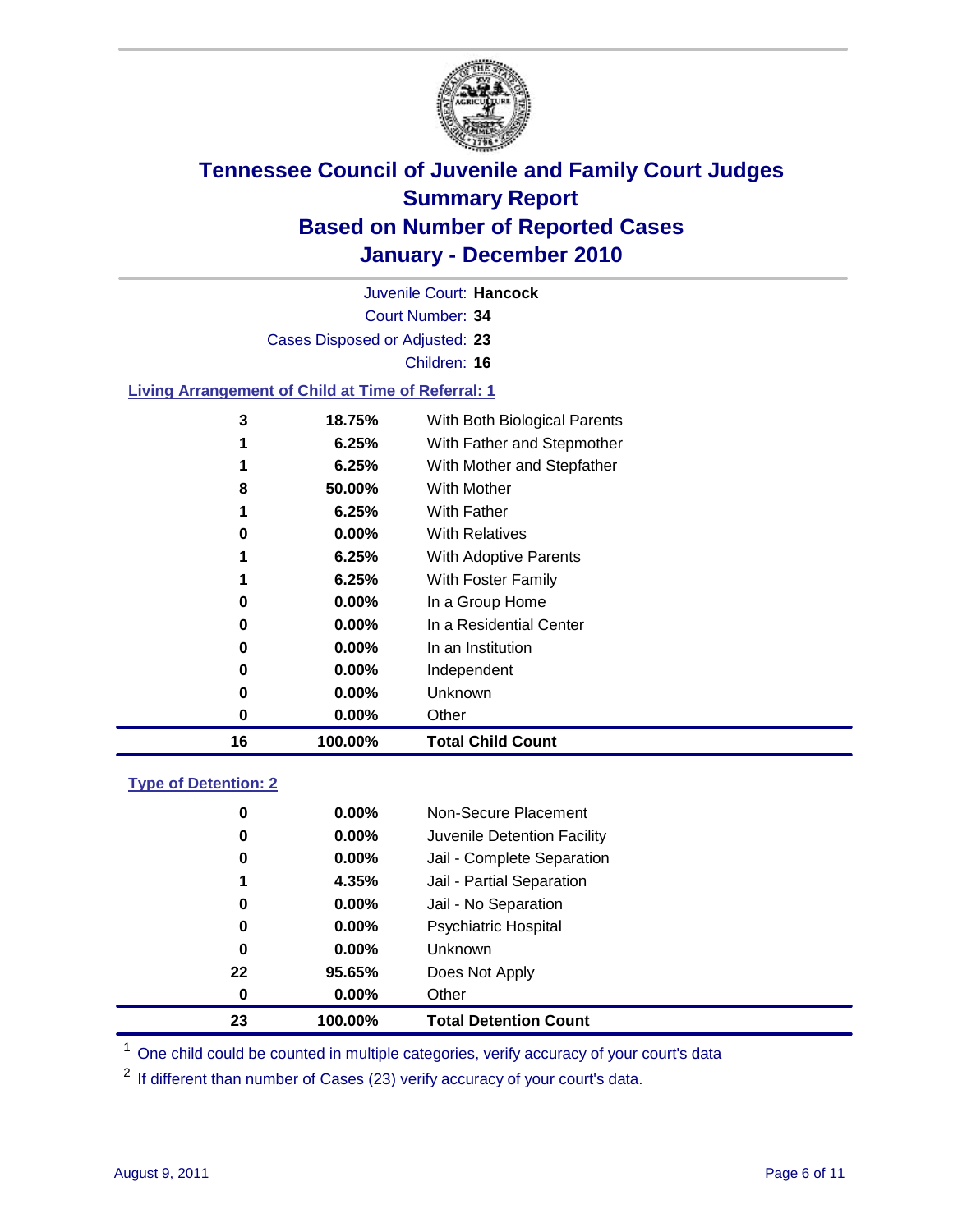# Tennessee Council of Juvenile and Family Court Judges
## Summary Report
## Based on Number of Reported Cases
## January - December 2010

Juvenile Court: **Hancock**
Court Number: **34**
Cases Disposed or Adjusted: **23**
Children: **16**

### Living Arrangement of Child at Time of Referral: 1

| Count | Percent | Living Arrangement |
|---|---|---|
| 3 | 18.75% | With Both Biological Parents |
| 1 | 6.25% | With Father and Stepmother |
| 1 | 6.25% | With Mother and Stepfather |
| 8 | 50.00% | With Mother |
| 1 | 6.25% | With Father |
| 0 | 0.00% | With Relatives |
| 1 | 6.25% | With Adoptive Parents |
| 1 | 6.25% | With Foster Family |
| 0 | 0.00% | In a Group Home |
| 0 | 0.00% | In a Residential Center |
| 0 | 0.00% | In an Institution |
| 0 | 0.00% | Independent |
| 0 | 0.00% | Unknown |
| 0 | 0.00% | Other |
| **16** | **100.00%** | **Total Child Count** |

### Type of Detention: 2

| Count | Percent | Type of Detention |
|---|---|---|
| 0 | 0.00% | Non-Secure Placement |
| 0 | 0.00% | Juvenile Detention Facility |
| 0 | 0.00% | Jail - Complete Separation |
| 1 | 4.35% | Jail - Partial Separation |
| 0 | 0.00% | Jail - No Separation |
| 0 | 0.00% | Psychiatric Hospital |
| 0 | 0.00% | Unknown |
| 22 | 95.65% | Does Not Apply |
| 0 | 0.00% | Other |
| **23** | **100.00%** | **Total Detention Count** |

[1] One child could be counted in multiple categories, verify accuracy of your court's data

[2] If different than number of Cases (23) verify accuracy of your court's data.

August 9, 2011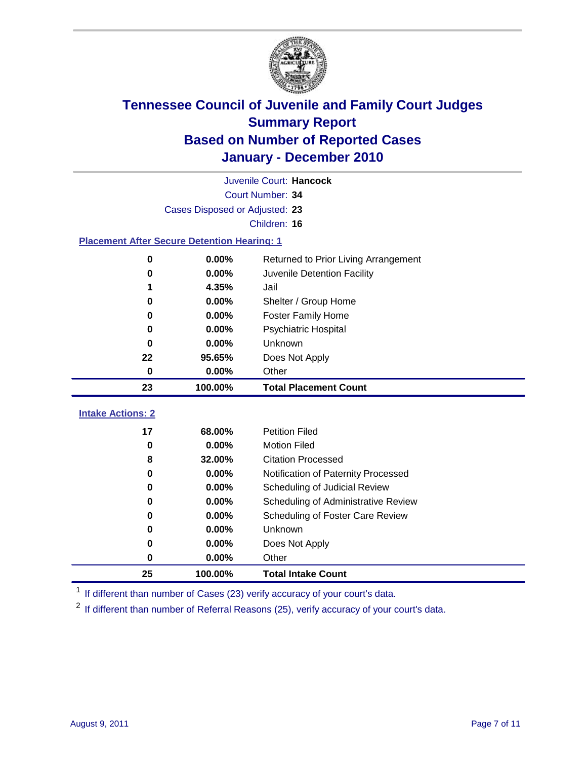# Tennessee Council of Juvenile and Family Court Judges
## Summary Report
## Based on Number of Reported Cases
## January - December 2010

Juvenile Court: **Hancock**
Court Number: **34**
Cases Disposed or Adjusted: **23**
Children: **16**

### Placement After Secure Detention Hearing: 1

| Count | Percent | Placement |
|---|---|---|
| 0 | 0.00% | Returned to Prior Living Arrangement |
| 0 | 0.00% | Juvenile Detention Facility |
| 1 | 4.35% | Jail |
| 0 | 0.00% | Shelter / Group Home |
| 0 | 0.00% | Foster Family Home |
| 0 | 0.00% | Psychiatric Hospital |
| 0 | 0.00% | Unknown |
| 22 | 95.65% | Does Not Apply |
| 0 | 0.00% | Other |
| **23** | **100.00%** | **Total Placement Count** |

### Intake Actions: 2

| Count | Percent | Intake Action |
|---|---|---|
| 17 | 68.00% | Petition Filed |
| 0 | 0.00% | Motion Filed |
| 8 | 32.00% | Citation Processed |
| 0 | 0.00% | Notification of Paternity Processed |
| 0 | 0.00% | Scheduling of Judicial Review |
| 0 | 0.00% | Scheduling of Administrative Review |
| 0 | 0.00% | Scheduling of Foster Care Review |
| 0 | 0.00% | Unknown |
| 0 | 0.00% | Does Not Apply |
| 0 | 0.00% | Other |
| **25** | **100.00%** | **Total Intake Count** |

[1] If different than number of Cases (23) verify accuracy of your court's data.

[2] If different than number of Referral Reasons (25), verify accuracy of your court's data.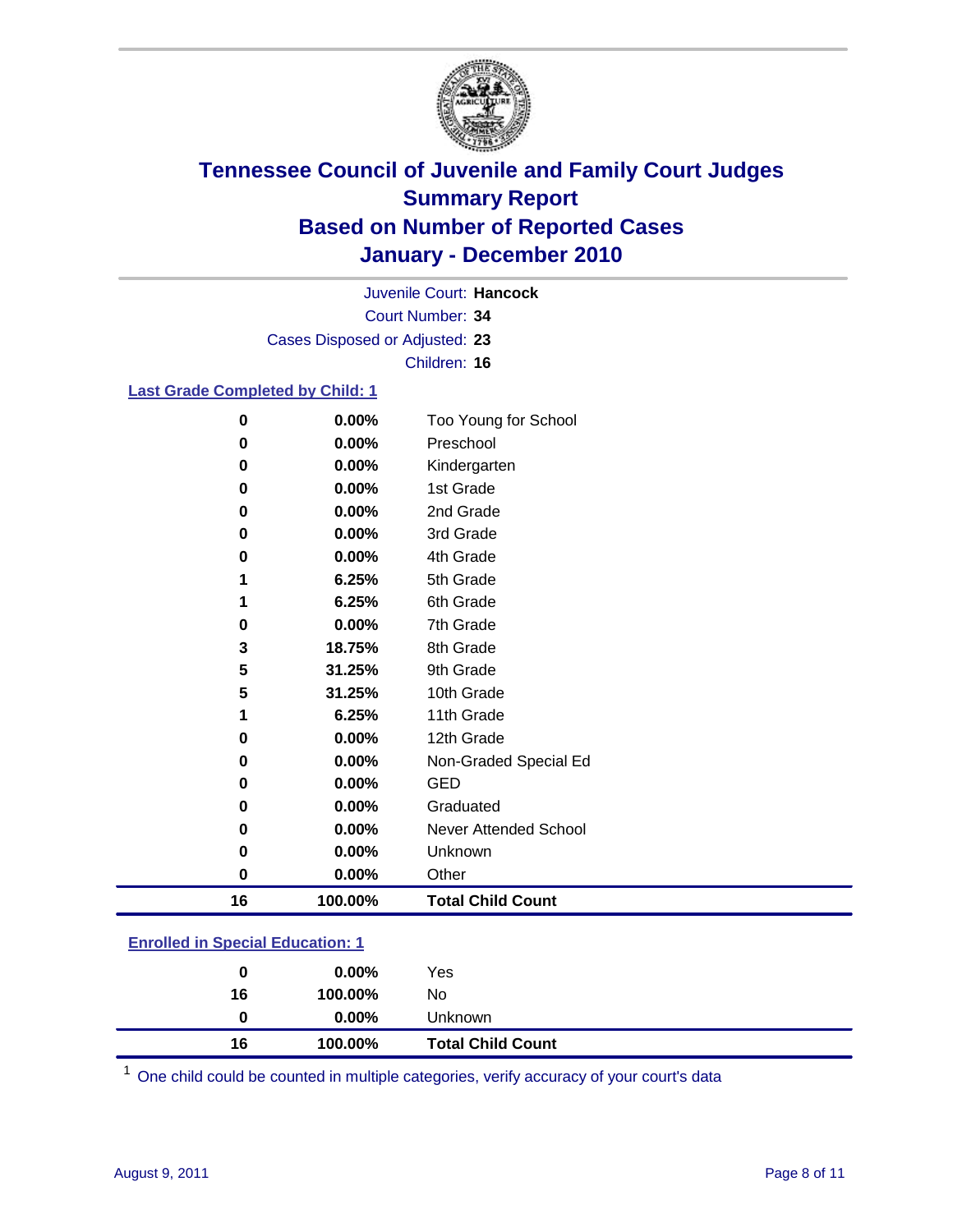# Tennessee Council of Juvenile and Family Court Judges
## Summary Report
## Based on Number of Reported Cases
## January - December 2010

Juvenile Court: **Hancock**
Court Number: **34**
Cases Disposed or Adjusted: **23**
Children: **16**

### Last Grade Completed by Child: 1

| Count | Percent | Category |
|---|---|---|
| 0 | 0.00% | Too Young for School |
| 0 | 0.00% | Preschool |
| 0 | 0.00% | Kindergarten |
| 0 | 0.00% | 1st Grade |
| 0 | 0.00% | 2nd Grade |
| 0 | 0.00% | 3rd Grade |
| 0 | 0.00% | 4th Grade |
| 1 | 6.25% | 5th Grade |
| 1 | 6.25% | 6th Grade |
| 0 | 0.00% | 7th Grade |
| 3 | 18.75% | 8th Grade |
| 5 | 31.25% | 9th Grade |
| 5 | 31.25% | 10th Grade |
| 1 | 6.25% | 11th Grade |
| 0 | 0.00% | 12th Grade |
| 0 | 0.00% | Non-Graded Special Ed |
| 0 | 0.00% | GED |
| 0 | 0.00% | Graduated |
| 0 | 0.00% | Never Attended School |
| 0 | 0.00% | Unknown |
| 0 | 0.00% | Other |
| **16** | **100.00%** | **Total Child Count** |

### Enrolled in Special Education: 1

| Count | Percent | Category |
|---|---|---|
| 0 | 0.00% | Yes |
| 16 | 100.00% | No |
| 0 | 0.00% | Unknown |
| **16** | **100.00%** | **Total Child Count** |

[1] One child could be counted in multiple categories, verify accuracy of your court's data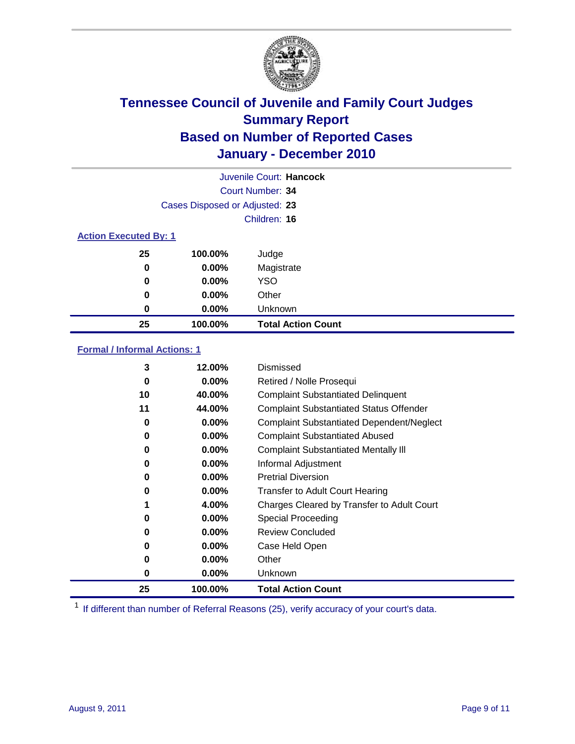# Tennessee Council of Juvenile and Family Court Judges
## Summary Report
## Based on Number of Reported Cases
## January - December 2010

Juvenile Court: **Hancock**
Court Number: **34**
Cases Disposed or Adjusted: **23**
Children: **16**

### Action Executed By: 1

| | | |
|---|---|---|
| 25 | 100.00% | Judge |
| 0 | 0.00% | Magistrate |
| 0 | 0.00% | YSO |
| 0 | 0.00% | Other |
| 0 | 0.00% | Unknown |
| **25** | **100.00%** | **Total Action Count** |

### Formal / Informal Actions: 1

| | | |
|---|---|---|
| 3 | 12.00% | Dismissed |
| 0 | 0.00% | Retired / Nolle Prosequi |
| 10 | 40.00% | Complaint Substantiated Delinquent |
| 11 | 44.00% | Complaint Substantiated Status Offender |
| 0 | 0.00% | Complaint Substantiated Dependent/Neglect |
| 0 | 0.00% | Complaint Substantiated Abused |
| 0 | 0.00% | Complaint Substantiated Mentally Ill |
| 0 | 0.00% | Informal Adjustment |
| 0 | 0.00% | Pretrial Diversion |
| 0 | 0.00% | Transfer to Adult Court Hearing |
| 1 | 4.00% | Charges Cleared by Transfer to Adult Court |
| 0 | 0.00% | Special Proceeding |
| 0 | 0.00% | Review Concluded |
| 0 | 0.00% | Case Held Open |
| 0 | 0.00% | Other |
| 0 | 0.00% | Unknown |
| **25** | **100.00%** | **Total Action Count** |

[1] If different than number of Referral Reasons (25), verify accuracy of your court's data.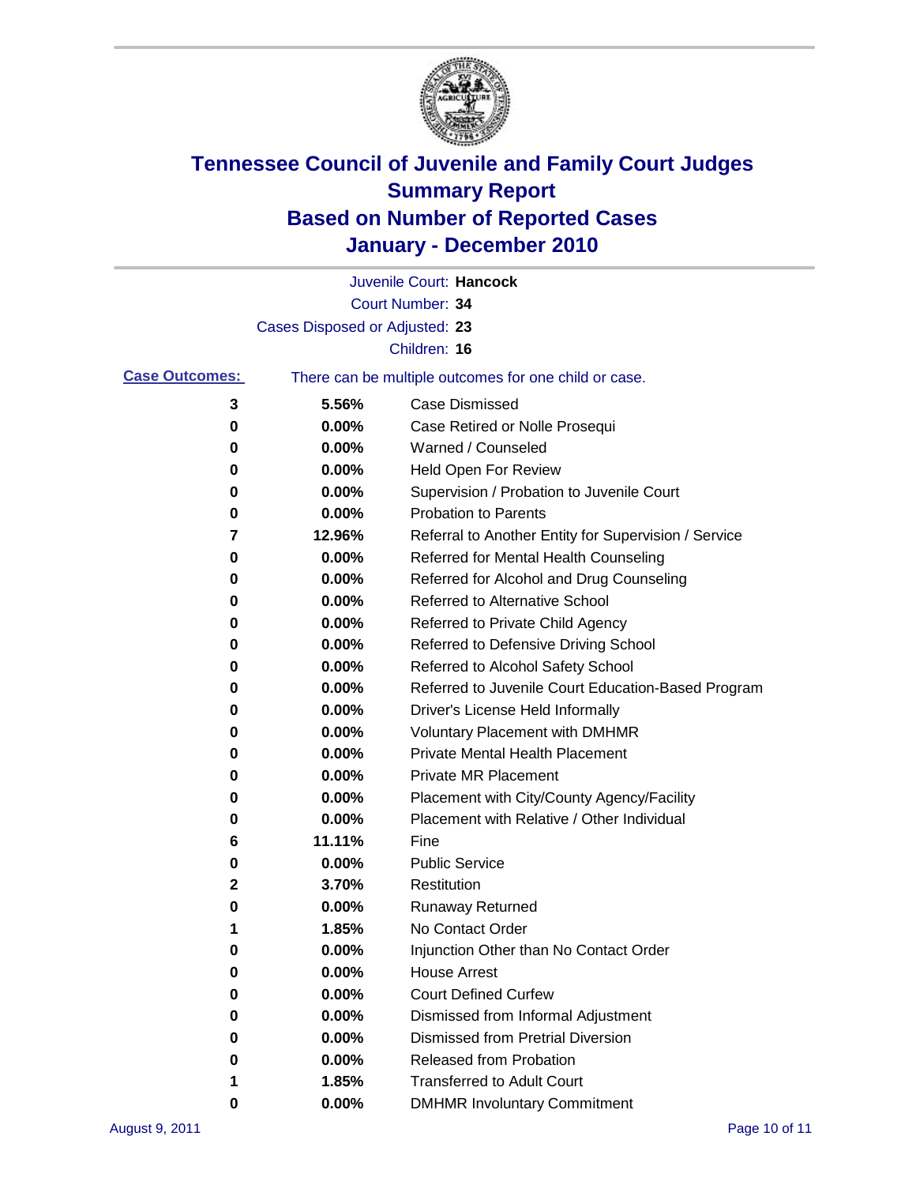# Tennessee Council of Juvenile and Family Court Judges
## Summary Report
## Based on Number of Reported Cases
## January - December 2010

Juvenile Court: **Hancock**

Court Number: **34**

Cases Disposed or Adjusted: **23**

Children: **16**

**Case Outcomes:** There can be multiple outcomes for one child or case.

| | | |
|---|---|---|
| 3 | 5.56% | Case Dismissed |
| 0 | 0.00% | Case Retired or Nolle Prosequi |
| 0 | 0.00% | Warned / Counseled |
| 0 | 0.00% | Held Open For Review |
| 0 | 0.00% | Supervision / Probation to Juvenile Court |
| 0 | 0.00% | Probation to Parents |
| 7 | 12.96% | Referral to Another Entity for Supervision / Service |
| 0 | 0.00% | Referred for Mental Health Counseling |
| 0 | 0.00% | Referred for Alcohol and Drug Counseling |
| 0 | 0.00% | Referred to Alternative School |
| 0 | 0.00% | Referred to Private Child Agency |
| 0 | 0.00% | Referred to Defensive Driving School |
| 0 | 0.00% | Referred to Alcohol Safety School |
| 0 | 0.00% | Referred to Juvenile Court Education-Based Program |
| 0 | 0.00% | Driver's License Held Informally |
| 0 | 0.00% | Voluntary Placement with DMHMR |
| 0 | 0.00% | Private Mental Health Placement |
| 0 | 0.00% | Private MR Placement |
| 0 | 0.00% | Placement with City/County Agency/Facility |
| 0 | 0.00% | Placement with Relative / Other Individual |
| 6 | 11.11% | Fine |
| 0 | 0.00% | Public Service |
| 2 | 3.70% | Restitution |
| 0 | 0.00% | Runaway Returned |
| 1 | 1.85% | No Contact Order |
| 0 | 0.00% | Injunction Other than No Contact Order |
| 0 | 0.00% | House Arrest |
| 0 | 0.00% | Court Defined Curfew |
| 0 | 0.00% | Dismissed from Informal Adjustment |
| 0 | 0.00% | Dismissed from Pretrial Diversion |
| 0 | 0.00% | Released from Probation |
| 1 | 1.85% | Transferred to Adult Court |
| 0 | 0.00% | DMHMR Involuntary Commitment |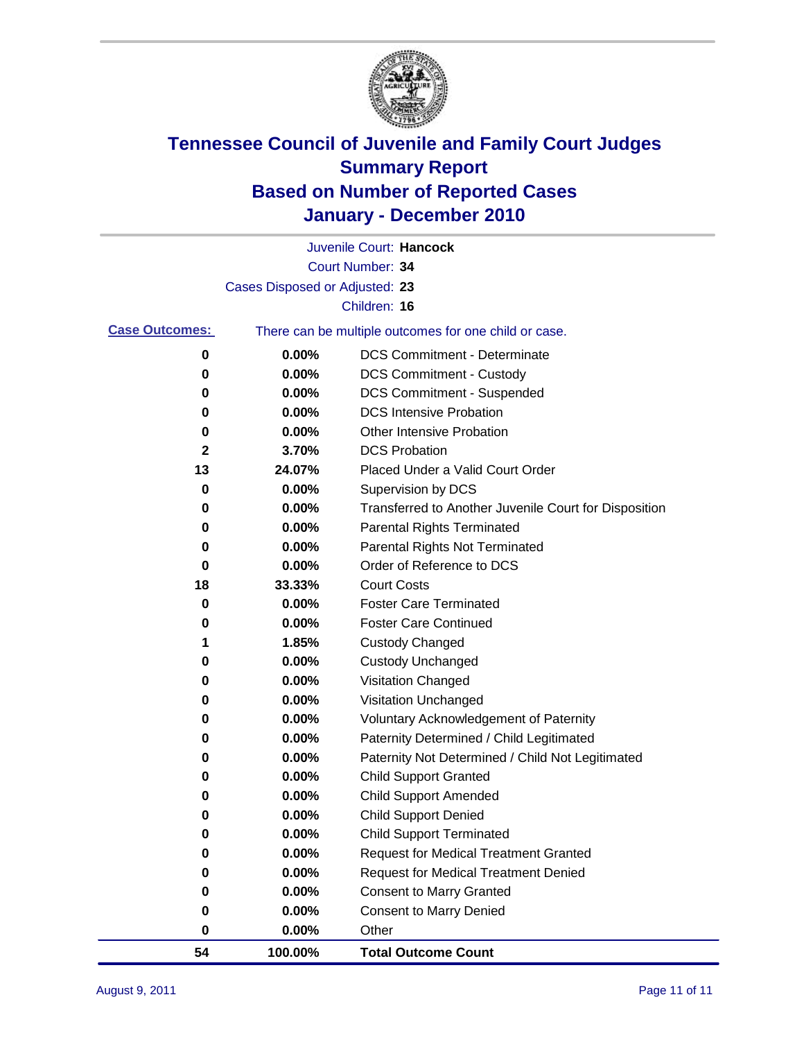# Tennessee Council of Juvenile and Family Court Judges
## Summary Report
## Based on Number of Reported Cases
## January - December 2010

Juvenile Court: **Hancock**

Court Number: **34**

Cases Disposed or Adjusted: **23**

Children: **16**

**Case Outcomes:** There can be multiple outcomes for one child or case.

| | | |
|---|---|---|
| 0 | 0.00% | DCS Commitment - Determinate |
| 0 | 0.00% | DCS Commitment - Custody |
| 0 | 0.00% | DCS Commitment - Suspended |
| 0 | 0.00% | DCS Intensive Probation |
| 0 | 0.00% | Other Intensive Probation |
| 2 | 3.70% | DCS Probation |
| 13 | 24.07% | Placed Under a Valid Court Order |
| 0 | 0.00% | Supervision by DCS |
| 0 | 0.00% | Transferred to Another Juvenile Court for Disposition |
| 0 | 0.00% | Parental Rights Terminated |
| 0 | 0.00% | Parental Rights Not Terminated |
| 0 | 0.00% | Order of Reference to DCS |
| 18 | 33.33% | Court Costs |
| 0 | 0.00% | Foster Care Terminated |
| 0 | 0.00% | Foster Care Continued |
| 1 | 1.85% | Custody Changed |
| 0 | 0.00% | Custody Unchanged |
| 0 | 0.00% | Visitation Changed |
| 0 | 0.00% | Visitation Unchanged |
| 0 | 0.00% | Voluntary Acknowledgement of Paternity |
| 0 | 0.00% | Paternity Determined / Child Legitimated |
| 0 | 0.00% | Paternity Not Determined / Child Not Legitimated |
| 0 | 0.00% | Child Support Granted |
| 0 | 0.00% | Child Support Amended |
| 0 | 0.00% | Child Support Denied |
| 0 | 0.00% | Child Support Terminated |
| 0 | 0.00% | Request for Medical Treatment Granted |
| 0 | 0.00% | Request for Medical Treatment Denied |
| 0 | 0.00% | Consent to Marry Granted |
| 0 | 0.00% | Consent to Marry Denied |
| 0 | 0.00% | Other |
| **54** | **100.00%** | **Total Outcome Count** |

August 9, 2011